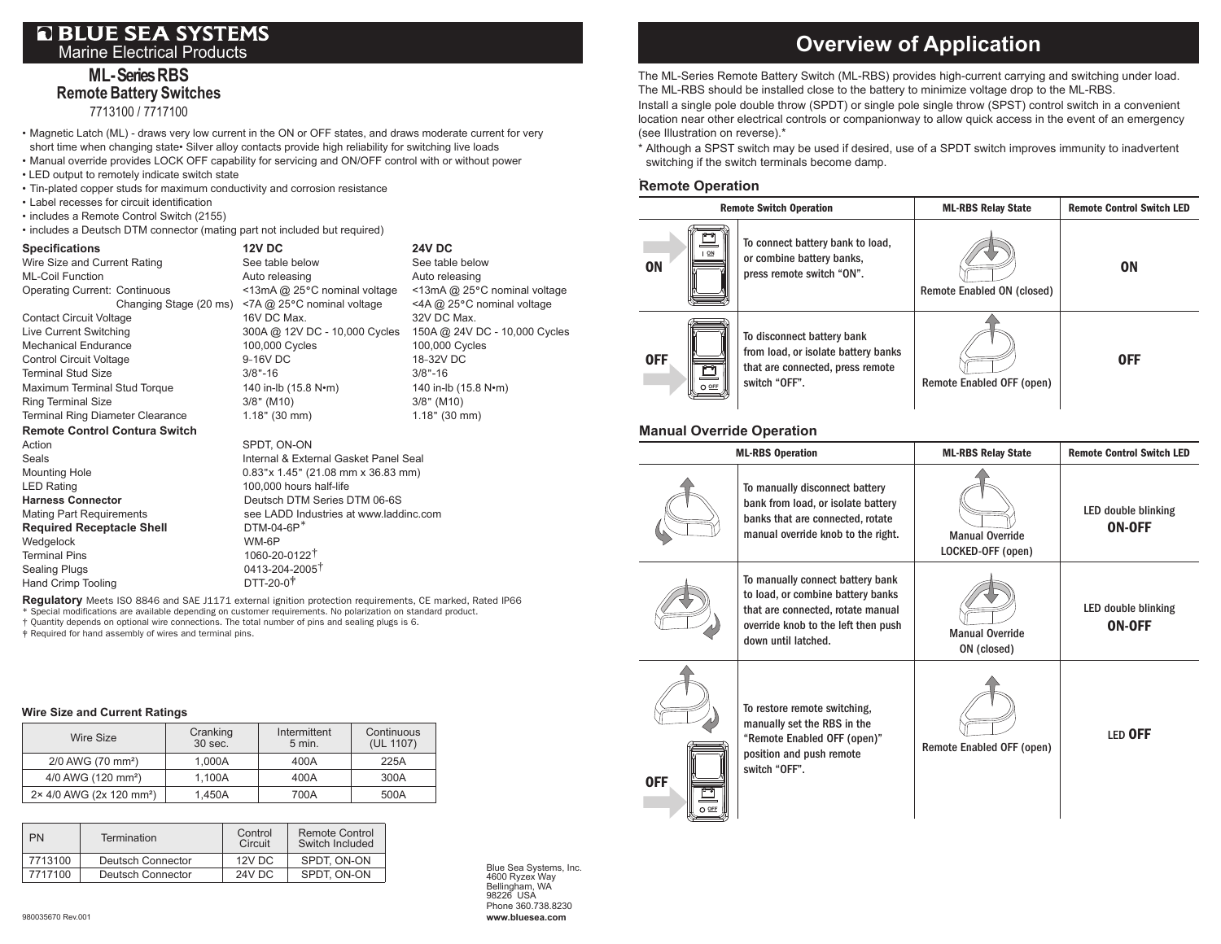# BLUE SEA SYSTEMS

Marine Electrical Products

## ML-Series RBS
## Remote Battery Switches

7713100 / 7717100

- Magnetic Latch (ML) - draws very low current in the ON or OFF states, and draws moderate current for very short time when changing state• Silver alloy contacts provide high reliability for switching live loads
- Manual override provides LOCK OFF capability for servicing and ON/OFF control with or without power
- LED output to remotely indicate switch state
- Tin-plated copper studs for maximum conductivity and corrosion resistance
- Label recesses for circuit identification
- includes a Remote Control Switch (2155)
- includes a Deutsch DTM connector (mating part not included but required)

| **Specifications** | **12V DC** | **24V DC** |
|---|---|---|
| Wire Size and Current Rating | See table below | See table below |
| ML-Coil Function | Auto releasing | Auto releasing |
| Operating Current: Continuous | <13mA @ 25°C nominal voltage | <13mA @ 25°C nominal voltage |
| Changing Stage (20 ms) | <7A @ 25°C nominal voltage | <4A @ 25°C nominal voltage |
| Contact Circuit Voltage | 16V DC Max. | 32V DC Max. |
| Live Current Switching | 300A @ 12V DC - 10,000 Cycles | 150A @ 24V DC - 10,000 Cycles |
| Mechanical Endurance | 100,000 Cycles | 100,000 Cycles |
| Control Circuit Voltage | 9-16V DC | 18-32V DC |
| Terminal Stud Size | 3/8"-16 | 3/8"-16 |
| Maximum Terminal Stud Torque | 140 in-lb (15.8 N•m) | 140 in-lb (15.8 N•m) |
| Ring Terminal Size | 3/8" (M10) | 3/8" (M10) |
| Terminal Ring Diameter Clearance | 1.18" (30 mm) | 1.18" (30 mm) |

**Remote Control Contura Switch**

| | |
|---|---|
| Action | SPDT, ON-ON |
| Seals | Internal & External Gasket Panel Seal |
| Mounting Hole | 0.83"x 1.45" (21.08 mm x 36.83 mm) |
| LED Rating | 100,000 hours half-life |
| **Harness Connector** | Deutsch DTM Series DTM 06-6S |
| Mating Part Requirements | see LADD Industries at www.laddinc.com |
| **Required Receptacle Shell** | DTM-04-6P* |
| Wedgelock | WM-6P |
| Terminal Pins | 1060-20-0122† |
| Sealing Plugs | 0413-204-2005† |
| Hand Crimp Tooling | DTT-20-0‡ |

**Regulatory** Meets ISO 8846 and SAE J1171 external ignition protection requirements, CE marked, Rated IP66

* Special modifications are available depending on customer requirements. No polarization on standard product.
† Quantity depends on optional wire connections. The total number of pins and sealing plugs is 6.
‡ Required for hand assembly of wires and terminal pins.

**Wire Size and Current Ratings**

| Wire Size | Cranking 30 sec. | Intermittent 5 min. | Continuous (UL 1107) |
|---|---|---|---|
| 2/0 AWG (70 mm²) | 1,000A | 400A | 225A |
| 4/0 AWG (120 mm²) | 1,100A | 400A | 300A |
| 2× 4/0 AWG (2x 120 mm²) | 1,450A | 700A | 500A |

| PN | Termination | Control Circuit | Remote Control Switch Included |
|---|---|---|---|
| 7713100 | Deutsch Connector | 12V DC | SPDT, ON-ON |
| 7717100 | Deutsch Connector | 24V DC | SPDT, ON-ON |

Blue Sea Systems, Inc.
4600 Ryzex Way
Bellingham, WA
98226 USA
Phone 360.738.8230
**www.bluesea.com**

980035670 Rev.001

# Overview of Application

The ML-Series Remote Battery Switch (ML-RBS) provides high-current carrying and switching under load. The ML-RBS should be installed close to the battery to minimize voltage drop to the ML-RBS.

Install a single pole double throw (SPDT) or single pole single throw (SPST) control switch in a convenient location near other electrical controls or companionway to allow quick access in the event of an emergency (see Illustration on reverse).*

* Although a SPST switch may be used if desired, use of a SPDT switch improves immunity to inadvertent switching if the switch terminals become damp.

## Remote Operation

| Remote Switch Operation | | ML-RBS Relay State | Remote Control Switch LED |
|---|---|---|---|
| ON | To connect battery bank to load, or combine battery banks, press remote switch "ON". | Remote Enabled ON (closed) | ON |
| OFF | To disconnect battery bank from load, or isolate battery banks that are connected, press remote switch "OFF". | Remote Enabled OFF (open) | OFF |

## Manual Override Operation

| ML-RBS Operation | | ML-RBS Relay State | Remote Control Switch LED |
|---|---|---|---|
| | To manually disconnect battery bank from load, or isolate battery banks that are connected, rotate manual override knob to the right. | Manual Override LOCKED-OFF (open) | LED double blinking **ON-OFF** |
| | To manually connect battery bank to load, or combine battery banks that are connected, rotate manual override knob to the left then push down until latched. | Manual Override ON (closed) | LED double blinking **ON-OFF** |
| OFF | To restore remote switching, manually set the RBS in the "Remote Enabled OFF (open)" position and push remote switch "OFF". | Remote Enabled OFF (open) | LED **OFF** |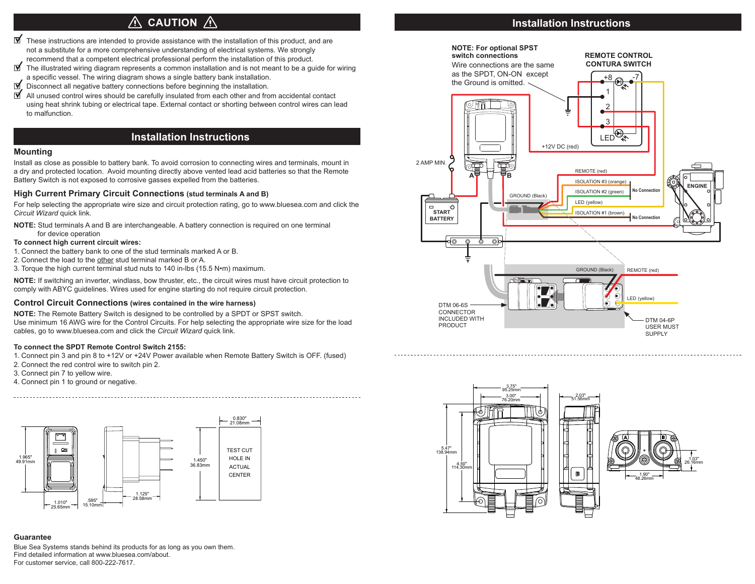## ⚠ CAUTION ⚠

- These instructions are intended to provide assistance with the installation of this product, and are not a substitute for a more comprehensive understanding of electrical systems. We strongly recommend that a competent electrical professional perform the installation of this product.
- The illustrated wiring diagram represents a common installation and is not meant to be a guide for wiring a specific vessel. The wiring diagram shows a single battery bank installation.
- Disconnect all negative battery connections before beginning the installation.
- All unused control wires should be carefully insulated from each other and from accidental contact using heat shrink tubing or electrical tape. External contact or shorting between control wires can lead to malfunction.

## Installation Instructions

### Mounting

Install as close as possible to battery bank. To avoid corrosion to connecting wires and terminals, mount in a dry and protected location. Avoid mounting directly above vented lead acid batteries so that the Remote Battery Switch is not exposed to corrosive gasses expelled from the batteries.

### High Current Primary Circuit Connections (stud terminals A and B)

For help selecting the appropriate wire size and circuit protection rating, go to www.bluesea.com and click the *Circuit Wizard* quick link.

**NOTE:** Stud terminals A and B are interchangeable. A battery connection is required on one terminal for device operation

**To connect high current circuit wires:**

1. Connect the battery bank to one of the stud terminals marked A or B.
2. Connect the load to the other stud terminal marked B or A.
3. Torque the high current terminal stud nuts to 140 in-lbs (15.5 N•m) maximum.

**NOTE:** If switching an inverter, windlass, bow thruster, etc., the circuit wires must have circuit protection to comply with ABYC guidelines. Wires used for engine starting do not require circuit protection.

### Control Circuit Connections (wires contained in the wire harness)

**NOTE:** The Remote Battery Switch is designed to be controlled by a SPDT or SPST switch.
Use minimum 16 AWG wire for the Control Circuits. For help selecting the appropriate wire size for the load cables, go to www.bluesea.com and click the *Circuit Wizard* quick link.

**To connect the SPDT Remote Control Switch 2155:**

1. Connect pin 3 and pin 8 to +12V or +24V Power available when Remote Battery Switch is OFF. (fused)
2. Connect the red control wire to switch pin 2.
3. Connect pin 7 to yellow wire.
4. Connect pin 1 to ground or negative.

1.965"
49.91mm
ON
1.010"
25.65mm
.595"
15.10mm
1.125"
28.58mm
1.450"
36.83mm
0.830"
21.08mm
TEST CUT HOLE IN ACTUAL CENTER

### Guarantee

Blue Sea Systems stands behind its products for as long as you own them.
Find detailed information at www.bluesea.com/about.
For customer service, call 800-222-7617.

## Installation Instructions

**NOTE: For optional SPST switch connections**
Wire connections are the same as the SPDT, ON-ON except the Ground is omitted.

**REMOTE CONTROL CONTURA SWITCH**
+8
-7
1
2
3
LED

2 AMP MIN.
A
B
+12V DC (red)
START BATTERY
GROUND (Black)
REMOTE (red)
ISOLATION #3 (orange)
ISOLATION #2 (green)
LED (yellow)
ISOLATION #1 (brown)
No Connection
No Connection
ENGINE

GROUND (Black)
REMOTE (red)
LED (yellow)
DTM 06-6S CONNECTOR INCLUDED WITH PRODUCT
DTM 04-6P USER MUST SUPPLY

3.75"
95.25mm
3.00"
76.20mm
5.47"
138.94mm
4.50"
114.30mm
2.03"
51.56mm
1.03"
26.16mm
1.90"
48.26mm